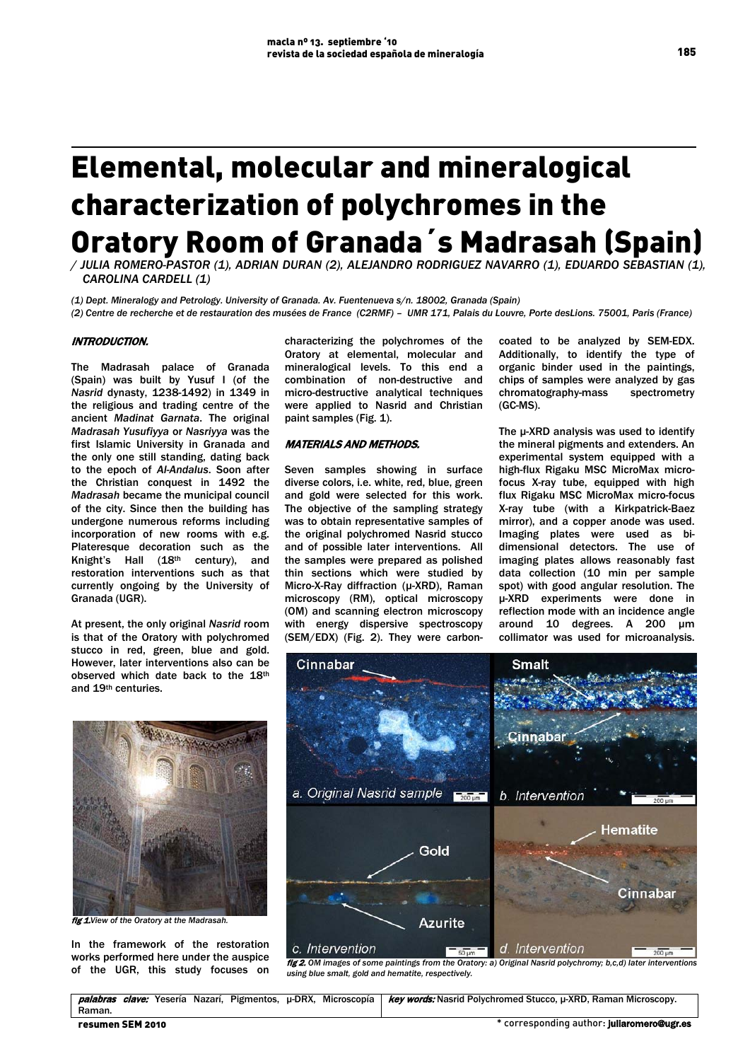#  Elemental, molecular and mineralogical characterization of polychromes in the Oratory Room of Granada´s Madrasah (Spain)

/ JULIA ROMERO-PASTOR (1), ADRIAN DURAN (2), ALEJANDRO RODRIGUEZ NAVARRO (1), EDUARDO SEBASTIAN (1), CAROLINA CARDELL (1)

(1) Dept. Mineralogy and Petrology. University of Granada. Av. Fuentenueva s/n. 18002, Granada (Spain)
(2) Centre de recherche et de restauration des musées de France (C2RMF) – UMR 171, Palais du Louvre, Porte desLions. 75001, Paris (France)

## INTRODUCTION.

The Madrasah palace of Granada (Spain) was built by Yusuf I (of the *Nasrid* dynasty, 1238-1492) in 1349 in the religious and trading centre of the ancient *Madinat Garnata*. The original *Madrasah Yusufiyya* or *Nasriyya* was the first Islamic University in Granada and the only one still standing, dating back to the epoch of *Al-Andalus*. Soon after the Christian conquest in 1492 the *Madrasah* became the municipal council of the city. Since then the building has undergone numerous reforms including incorporation of new rooms with e.g. Plateresque decoration such as the Knight's Hall (18th century), and restoration interventions such as that currently ongoing by the University of Granada (UGR).

At present, the only original *Nasrid* room is that of the Oratory with polychromed stucco in red, green, blue and gold. However, later interventions also can be observed which date back to the 18th and 19th centuries.

fig 1. View of the Oratory at the Madrasah.

In the framework of the restoration works performed here under the auspice of the UGR, this study focuses on characterizing the polychromes of the Oratory at elemental, molecular and mineralogical levels. To this end a combination of non-destructive and micro-destructive analytical techniques were applied to Nasrid and Christian paint samples (Fig. 1).

## MATERIALS AND METHODS.

Seven samples showing in surface diverse colors, i.e. white, red, blue, green and gold were selected for this work. The objective of the sampling strategy was to obtain representative samples of the original polychromed Nasrid stucco and of possible later interventions. All the samples were prepared as polished thin sections which were studied by Micro-X-Ray diffraction (μ-XRD), Raman microscopy (RM), optical microscopy (OM) and scanning electron microscopy with energy dispersive spectroscopy (SEM/EDX) (Fig. 2). They were carbon-coated to be analyzed by SEM-EDX. Additionally, to identify the type of organic binder used in the paintings, chips of samples were analyzed by gas chromatography-mass spectrometry (GC-MS).

The μ-XRD analysis was used to identify the mineral pigments and extenders. An experimental system equipped with a high-flux Rigaku MSC MicroMax micro-focus X-ray tube, equipped with high flux Rigaku MSC MicroMax micro-focus X-ray tube (with a Kirkpatrick-Baez mirror), and a copper anode was used. Imaging plates were used as bi-dimensional detectors. The use of imaging plates allows reasonably fast data collection (10 min per sample spot) with good angular resolution. The μ-XRD experiments were done in reflection mode with an incidence angle around 10 degrees. A 200 μm collimator was used for microanalysis.

fig 2. OM images of some paintings from the Oratory: a) Original Nasrid polychromy; b,c,d) later interventions using blue smalt, gold and hematite, respectively.

**palabras clave:** Yesería Nazarí, Pigmentos, μ-DRX, Microscopía Raman.

**key words:** Nasrid Polychromed Stucco, μ-XRD, Raman Microscopy.

resumen SEM 2010

\* corresponding author: juliaromero@ugr.es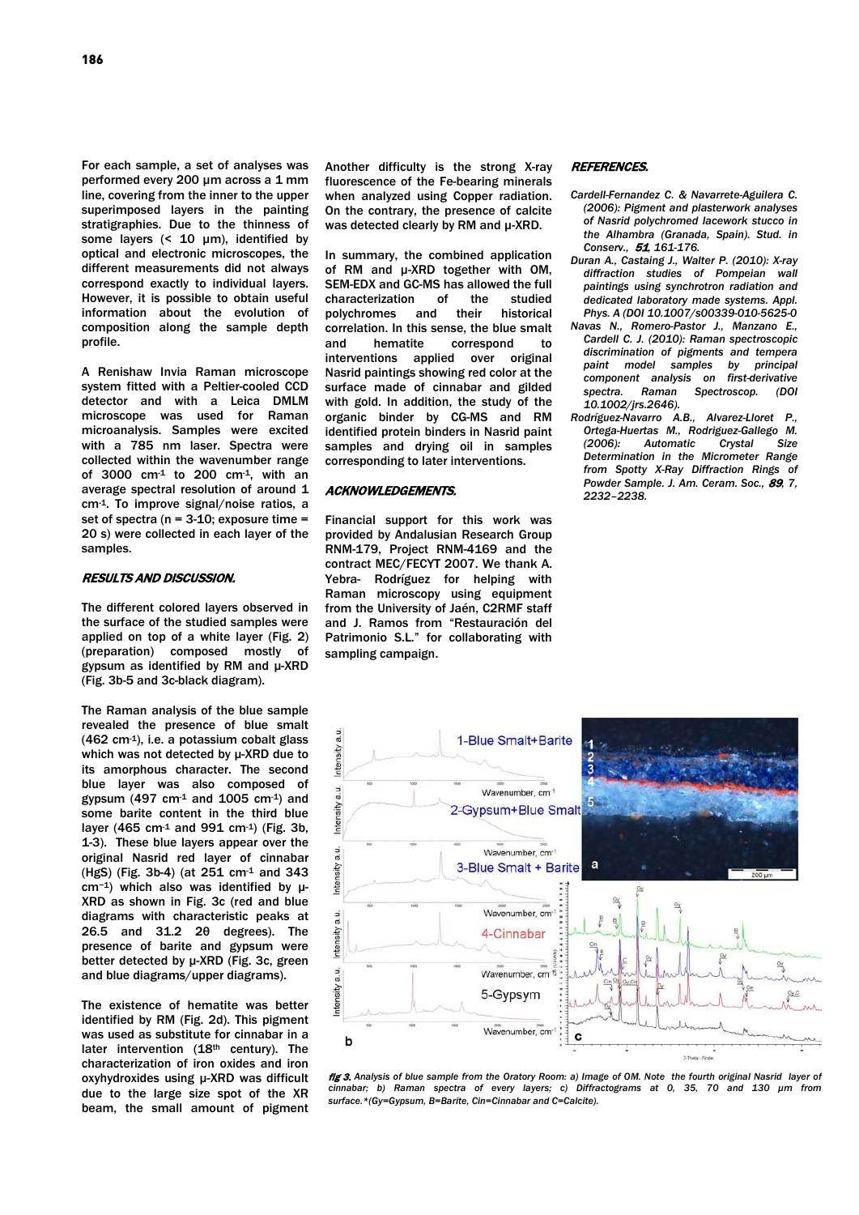For each sample, a set of analyses was performed every 200 µm across a 1 mm line, covering from the inner to the upper superimposed layers in the painting stratigraphies. Due to the thinness of some layers (< 10 µm), identified by optical and electronic microscopes, the different measurements did not always correspond exactly to individual layers. However, it is possible to obtain useful information about the evolution of composition along the sample depth profile.

A Renishaw Invia Raman microscope system fitted with a Peltier-cooled CCD detector and with a Leica DMLM microscope was used for Raman microanalysis. Samples were excited with a 785 nm laser. Spectra were collected within the wavenumber range of 3000 $cm^{-1}$ to 200 $cm^{-1}$, with an average spectral resolution of around 1 $cm^{-1}$. To improve signal/noise ratios, a set of spectra (n = 3-10; exposure time = 20 s) were collected in each layer of the samples.

### RESULTS AND DISCUSSION.

The different colored layers observed in the surface of the studied samples were applied on top of a white layer (Fig. 2) (preparation) composed mostly of gypsum as identified by RM and µ-XRD (Fig. 3b-5 and 3c-black diagram).

The Raman analysis of the blue sample revealed the presence of blue smalt (462 $cm^{-1}$), i.e. a potassium cobalt glass which was not detected by µ-XRD due to its amorphous character. The second blue layer was also composed of gypsum (497 $cm^{-1}$ and 1005 $cm^{-1}$) and some barite content in the third blue layer (465 $cm^{-1}$ and 991 $cm^{-1}$) (Fig. 3b, 1-3). These blue layers appear over the original Nasrid red layer of cinnabar (HgS) (Fig. 3b-4) (at 251 $cm^{-1}$ and 343 $cm^{-1}$) which also was identified by µ-XRD as shown in Fig. 3c (red and blue diagrams with characteristic peaks at 26.5 and 31.2 2θ degrees). The presence of barite and gypsum were better detected by µ-XRD (Fig. 3c, green and blue diagrams/upper diagrams).

The existence of hematite was better identified by RM (Fig. 2d). This pigment was used as substitute for cinnabar in a later intervention (18th century). The characterization of iron oxides and iron oxyhydroxides using µ-XRD was difficult due to the large size spot of the XR beam, the small amount of pigment

Another difficulty is the strong X-ray fluorescence of the Fe-bearing minerals when analyzed using Copper radiation. On the contrary, the presence of calcite was detected clearly by RM and µ-XRD.

In summary, the combined application of RM and µ-XRD together with OM, SEM-EDX and GC-MS has allowed the full characterization of the studied polychromes and their historical correlation. In this sense, the blue smalt and hematite correspond to interventions applied over original Nasrid paintings showing red color at the surface made of cinnabar and gilded with gold. In addition, the study of the organic binder by CG-MS and RM identified protein binders in Nasrid paint samples and drying oil in samples corresponding to later interventions.

### ACKNOWLEDGEMENTS.

Financial support for this work was provided by Andalusian Research Group RNM-179, Project RNM-4169 and the contract MEC/FECYT 2007. We thank A. Yebra- Rodríguez for helping with Raman microscopy using equipment from the University of Jaén, C2RMF staff and J. Ramos from "Restauración del Patrimonio S.L." for collaborating with sampling campaign.

### REFERENCES.

*Cardell-Fernandez C. & Navarrete-Aguilera C. (2006): Pigment and plasterwork analyses of Nasrid polychromed lacework stucco in the Alhambra (Granada, Spain). Stud. in Conserv., **51**, 161-176.*

*Duran A., Castaing J., Walter P. (2010): X-ray diffraction studies of Pompeian wall paintings using synchrotron radiation and dedicated laboratory made systems. Appl. Phys. A (DOI 10.1007/s00339-010-5625-0*

*Navas N., Romero-Pastor J., Manzano E., Cardell C. J. (2010): Raman spectroscopic discrimination of pigments and tempera paint model samples by principal component analysis on first-derivative spectra. J. Raman Spectroscop. (DOI 10.1002/jrs.2646).*

*Rodríguez-Navarro A.B., Alvarez-Lloret P., Ortega-Huertas M., Rodriguez-Gallego M. (2006): Automatic Crystal Size Determination in the Micrometer Range from Spotty X-Ray Diffraction Rings of Powder Sample. J. Am. Ceram. Soc., **89**, 7, 2232–2238.*

1-Blue Smalt+Barite

2-Gypsum+Blue Smalt

3-Blue Smalt + Barite

4-Cinnabar

5-Gypsym

Wavenumber, cm⁻¹

Intensity a.u.

a

b

c

200 µm

*fig 3. Analysis of blue sample from the Oratory Room: a) Image of OM. Note the fourth original Nasrid layer of cinnabar; b) Raman spectra of every layers; c) Diffractograms at 0, 35, 70 and 130 µm from surface.\*(Gy=Gypsum, B=Barite, Cin=Cinnabar and C=Calcite).*